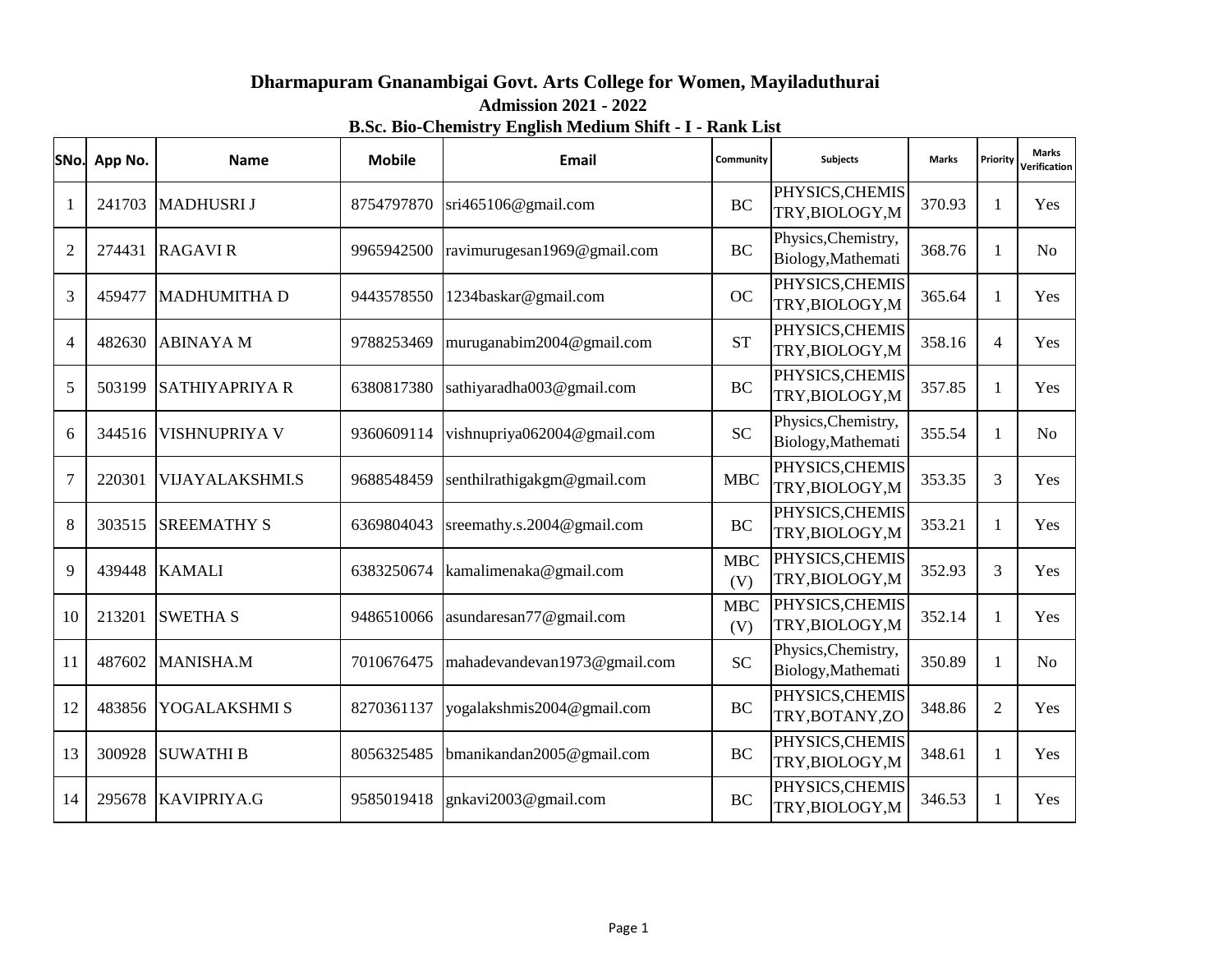# Dharmapuram Gnanambigai Govt. Arts College for Women, Mayiladuthurai

## Admission 2021 - 2022

### B.Sc. Bio-Chemistry English Medium Shift - I - Rank List

| SNo. | App No. | Name | Mobile | Email | Community | Subjects | Marks | Priority | Marks Verification |
|---|---|---|---|---|---|---|---|---|---|
| 1 | 241703 | MADHUSRI J | 8754797870 | sri465106@gmail.com | BC | PHYSICS,CHEMISTRY,BIOLOGY,M | 370.93 | 1 | Yes |
| 2 | 274431 | RAGAVI R | 9965942500 | ravimurugesan1969@gmail.com | BC | Physics,Chemistry,Biology,Mathemati | 368.76 | 1 | No |
| 3 | 459477 | MADHUMITHA D | 9443578550 | 1234baskar@gmail.com | OC | PHYSICS,CHEMISTRY,BIOLOGY,M | 365.64 | 1 | Yes |
| 4 | 482630 | ABINAYA M | 9788253469 | muruganabim2004@gmail.com | ST | PHYSICS,CHEMISTRY,BIOLOGY,M | 358.16 | 4 | Yes |
| 5 | 503199 | SATHIYAPRIYA R | 6380817380 | sathiyaradha003@gmail.com | BC | PHYSICS,CHEMISTRY,BIOLOGY,M | 357.85 | 1 | Yes |
| 6 | 344516 | VISHNUPRIYA V | 9360609114 | vishnupriya062004@gmail.com | SC | Physics,Chemistry,Biology,Mathemati | 355.54 | 1 | No |
| 7 | 220301 | VIJAYALAKSHMI.S | 9688548459 | senthilrathigakgm@gmail.com | MBC | PHYSICS,CHEMISTRY,BIOLOGY,M | 353.35 | 3 | Yes |
| 8 | 303515 | SREEMATHY S | 6369804043 | sreemathy.s.2004@gmail.com | BC | PHYSICS,CHEMISTRY,BIOLOGY,M | 353.21 | 1 | Yes |
| 9 | 439448 | KAMALI | 6383250674 | kamalimenaka@gmail.com | MBC (V) | PHYSICS,CHEMISTRY,BIOLOGY,M | 352.93 | 3 | Yes |
| 10 | 213201 | SWETHA S | 9486510066 | asundaresan77@gmail.com | MBC (V) | PHYSICS,CHEMISTRY,BIOLOGY,M | 352.14 | 1 | Yes |
| 11 | 487602 | MANISHA.M | 7010676475 | mahadevandevan1973@gmail.com | SC | Physics,Chemistry,Biology,Mathemati | 350.89 | 1 | No |
| 12 | 483856 | YOGALAKSHMI S | 8270361137 | yogalakshmis2004@gmail.com | BC | PHYSICS,CHEMISTRY,BOTANY,ZO | 348.86 | 2 | Yes |
| 13 | 300928 | SUWATHI B | 8056325485 | bmanikandan2005@gmail.com | BC | PHYSICS,CHEMISTRY,BIOLOGY,M | 348.61 | 1 | Yes |
| 14 | 295678 | KAVIPRIYA.G | 9585019418 | gnkavi2003@gmail.com | BC | PHYSICS,CHEMISTRY,BIOLOGY,M | 346.53 | 1 | Yes |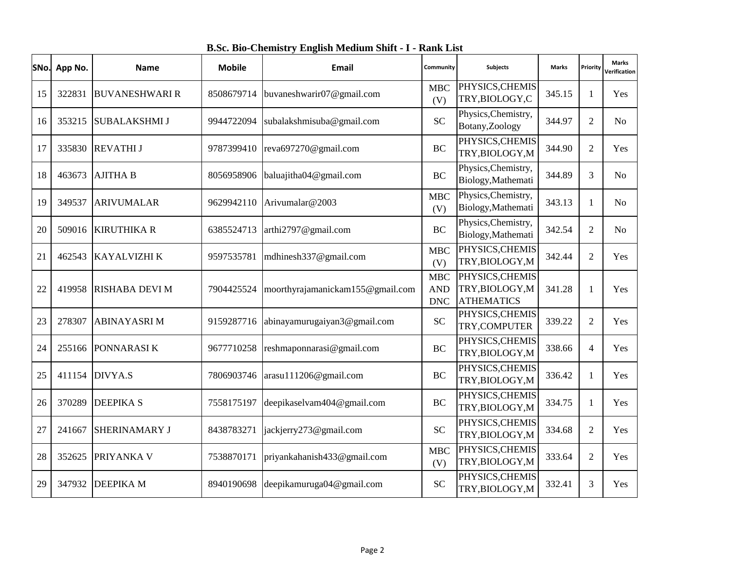## B.Sc. Bio-Chemistry English Medium Shift - I - Rank List

| SNo. | App No. | Name | Mobile | Email | Community | Subjects | Marks | Priority | Marks Verification |
|---|---|---|---|---|---|---|---|---|---|
| 15 | 322831 | BUVANESHWARI R | 8508679714 | buvaneshwarir07@gmail.com | MBC (V) | PHYSICS,CHEMISTRY,BIOLOGY,C | 345.15 | 1 | Yes |
| 16 | 353215 | SUBALAKSHMI J | 9944722094 | subalakshmisuba@gmail.com | SC | Physics,Chemistry,Botany,Zoology | 344.97 | 2 | No |
| 17 | 335830 | REVATHI J | 9787399410 | reva697270@gmail.com | BC | PHYSICS,CHEMISTRY,BIOLOGY,M | 344.90 | 2 | Yes |
| 18 | 463673 | AJITHA B | 8056958906 | baluajitha04@gmail.com | BC | Physics,Chemistry,Biology,Mathemati | 344.89 | 3 | No |
| 19 | 349537 | ARIVUMALAR | 9629942110 | Arivumalar@2003 | MBC (V) | Physics,Chemistry,Biology,Mathemati | 343.13 | 1 | No |
| 20 | 509016 | KIRUTHIKA R | 6385524713 | arthi2797@gmail.com | BC | Physics,Chemistry,Biology,Mathemati | 342.54 | 2 | No |
| 21 | 462543 | KAYALVIZHI K | 9597535781 | mdhinesh337@gmail.com | MBC (V) | PHYSICS,CHEMISTRY,BIOLOGY,M | 342.44 | 2 | Yes |
| 22 | 419958 | RISHABA DEVI M | 7904425524 | moorthyrajamanickam155@gmail.com | MBC AND DNC | PHYSICS,CHEMISTRY,BIOLOGY,MATHEMATICS | 341.28 | 1 | Yes |
| 23 | 278307 | ABINAYASRI M | 9159287716 | abinayamurugaiyan3@gmail.com | SC | PHYSICS,CHEMISTRY,COMPUTER | 339.22 | 2 | Yes |
| 24 | 255166 | PONNARASI K | 9677710258 | reshmaponnarasi@gmail.com | BC | PHYSICS,CHEMISTRY,BIOLOGY,M | 338.66 | 4 | Yes |
| 25 | 411154 | DIVYA.S | 7806903746 | arasu111206@gmail.com | BC | PHYSICS,CHEMISTRY,BIOLOGY,M | 336.42 | 1 | Yes |
| 26 | 370289 | DEEPIKA S | 7558175197 | deepikaselvam404@gmail.com | BC | PHYSICS,CHEMISTRY,BIOLOGY,M | 334.75 | 1 | Yes |
| 27 | 241667 | SHERINAMARY J | 8438783271 | jackjerry273@gmail.com | SC | PHYSICS,CHEMISTRY,BIOLOGY,M | 334.68 | 2 | Yes |
| 28 | 352625 | PRIYANKA V | 7538870171 | priyankahanish433@gmail.com | MBC (V) | PHYSICS,CHEMISTRY,BIOLOGY,M | 333.64 | 2 | Yes |
| 29 | 347932 | DEEPIKA M | 8940190698 | deepikamuruga04@gmail.com | SC | PHYSICS,CHEMISTRY,BIOLOGY,M | 332.41 | 3 | Yes |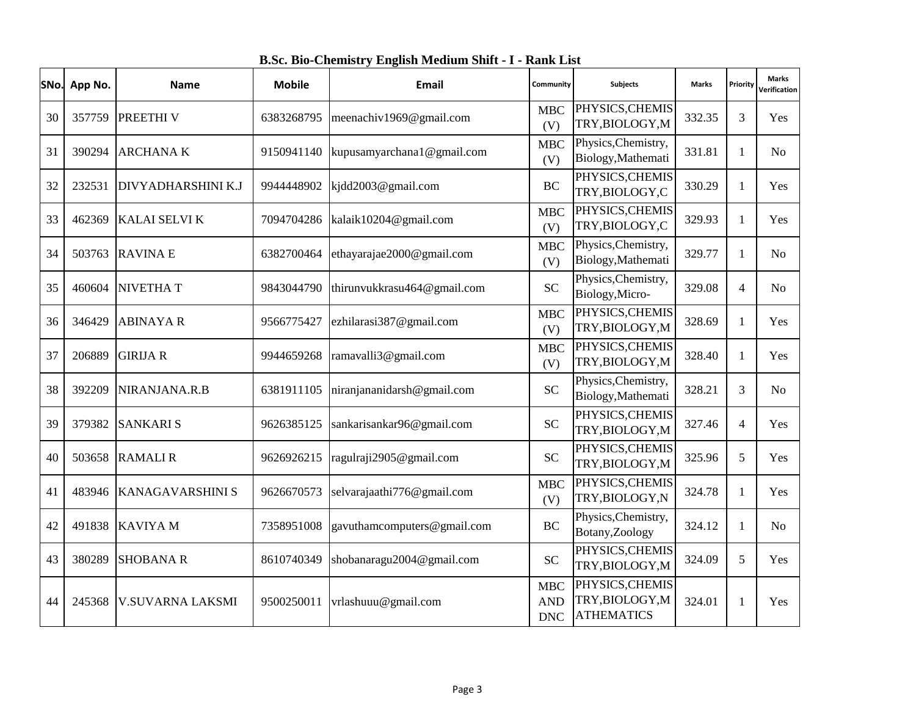## B.Sc. Bio-Chemistry English Medium Shift - I - Rank List

| SNo. | App No. | Name | Mobile | Email | Community | Subjects | Marks | Priority | Marks Verification |
|---|---|---|---|---|---|---|---|---|---|
| 30 | 357759 | PREETHI V | 6383268795 | meenachiv1969@gmail.com | MBC (V) | PHYSICS,CHEMISTRY,BIOLOGY,M | 332.35 | 3 | Yes |
| 31 | 390294 | ARCHANA K | 9150941140 | kupusamyarchana1@gmail.com | MBC (V) | Physics,Chemistry, Biology,Mathemati | 331.81 | 1 | No |
| 32 | 232531 | DIVYADHARSHINI K.J | 9944448902 | kjdd2003@gmail.com | BC | PHYSICS,CHEMISTRY,BIOLOGY,C | 330.29 | 1 | Yes |
| 33 | 462369 | KALAI SELVI K | 7094704286 | kalaik10204@gmail.com | MBC (V) | PHYSICS,CHEMISTRY,BIOLOGY,C | 329.93 | 1 | Yes |
| 34 | 503763 | RAVINA E | 6382700464 | ethayarajae2000@gmail.com | MBC (V) | Physics,Chemistry, Biology,Mathemati | 329.77 | 1 | No |
| 35 | 460604 | NIVETHA T | 9843044790 | thirunvukkrasu464@gmail.com | SC | Physics,Chemistry, Biology,Micro- | 329.08 | 4 | No |
| 36 | 346429 | ABINAYA R | 9566775427 | ezhilarasi387@gmail.com | MBC (V) | PHYSICS,CHEMISTRY,BIOLOGY,M | 328.69 | 1 | Yes |
| 37 | 206889 | GIRIJA R | 9944659268 | ramavalli3@gmail.com | MBC (V) | PHYSICS,CHEMISTRY,BIOLOGY,M | 328.40 | 1 | Yes |
| 38 | 392209 | NIRANJANA.R.B | 6381911105 | niranjananidarsh@gmail.com | SC | Physics,Chemistry, Biology,Mathemati | 328.21 | 3 | No |
| 39 | 379382 | SANKARI S | 9626385125 | sankarisankar96@gmail.com | SC | PHYSICS,CHEMISTRY,BIOLOGY,M | 327.46 | 4 | Yes |
| 40 | 503658 | RAMALI R | 9626926215 | ragulraji2905@gmail.com | SC | PHYSICS,CHEMISTRY,BIOLOGY,M | 325.96 | 5 | Yes |
| 41 | 483946 | KANAGAVARSHINI S | 9626670573 | selvarajaathi776@gmail.com | MBC (V) | PHYSICS,CHEMISTRY,BIOLOGY,N | 324.78 | 1 | Yes |
| 42 | 491838 | KAVIYA M | 7358951008 | gavuthamcomputers@gmail.com | BC | Physics,Chemistry, Botany,Zoology | 324.12 | 1 | No |
| 43 | 380289 | SHOBANA R | 8610740349 | shobanaragu2004@gmail.com | SC | PHYSICS,CHEMISTRY,BIOLOGY,M | 324.09 | 5 | Yes |
| 44 | 245368 | V.SUVARNA LAKSMI | 9500250011 | vrlashuuu@gmail.com | MBC AND DNC | PHYSICS,CHEMISTRY,BIOLOGY,MATHEMATICS | 324.01 | 1 | Yes |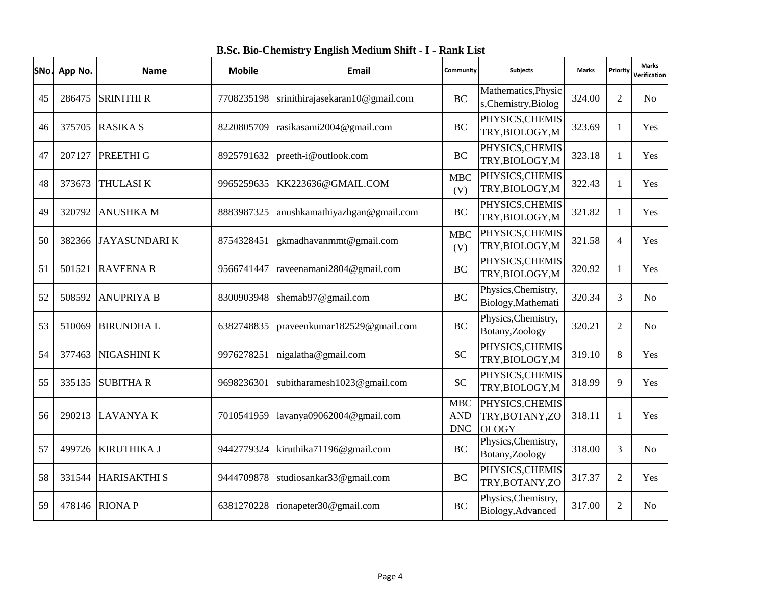**B.Sc. Bio-Chemistry English Medium Shift - I - Rank List**

| SNo. | App No. | Name | Mobile | Email | Community | Subjects | Marks | Priority | Marks Verification |
|---|---|---|---|---|---|---|---|---|---|
| 45 | 286475 | SRINITHI R | 7708235198 | srinithirajasekaran10@gmail.com | BC | Mathematics,Physics,Chemistry,Biolog | 324.00 | 2 | No |
| 46 | 375705 | RASIKA S | 8220805709 | rasikasami2004@gmail.com | BC | PHYSICS,CHEMISTRY,BIOLOGY,M | 323.69 | 1 | Yes |
| 47 | 207127 | PREETHI G | 8925791632 | preeth-i@outlook.com | BC | PHYSICS,CHEMISTRY,BIOLOGY,M | 323.18 | 1 | Yes |
| 48 | 373673 | THULASI K | 9965259635 | KK223636@GMAIL.COM | MBC (V) | PHYSICS,CHEMISTRY,BIOLOGY,M | 322.43 | 1 | Yes |
| 49 | 320792 | ANUSHKA M | 8883987325 | anushkamathiyazhgan@gmail.com | BC | PHYSICS,CHEMISTRY,BIOLOGY,M | 321.82 | 1 | Yes |
| 50 | 382366 | JAYASUNDARI K | 8754328451 | gkmadhavanmmt@gmail.com | MBC (V) | PHYSICS,CHEMISTRY,BIOLOGY,M | 321.58 | 4 | Yes |
| 51 | 501521 | RAVEENA R | 9566741447 | raveenamani2804@gmail.com | BC | PHYSICS,CHEMISTRY,BIOLOGY,M | 320.92 | 1 | Yes |
| 52 | 508592 | ANUPRIYA B | 8300903948 | shemab97@gmail.com | BC | Physics,Chemistry,Biology,Mathemati | 320.34 | 3 | No |
| 53 | 510069 | BIRUNDHA L | 6382748835 | praveenkumar182529@gmail.com | BC | Physics,Chemistry,Botany,Zoology | 320.21 | 2 | No |
| 54 | 377463 | NIGASHINI K | 9976278251 | nigalatha@gmail.com | SC | PHYSICS,CHEMISTRY,BIOLOGY,M | 319.10 | 8 | Yes |
| 55 | 335135 | SUBITHA R | 9698236301 | subitharamesh1023@gmail.com | SC | PHYSICS,CHEMISTRY,BIOLOGY,M | 318.99 | 9 | Yes |
| 56 | 290213 | LAVANYA K | 7010541959 | lavanya09062004@gmail.com | MBC AND DNC | PHYSICS,CHEMISTRY,BOTANY,ZOOLOGY | 318.11 | 1 | Yes |
| 57 | 499726 | KIRUTHIKA J | 9442779324 | kiruthika71196@gmail.com | BC | Physics,Chemistry,Botany,Zoology | 318.00 | 3 | No |
| 58 | 331544 | HARISAKTHI S | 9444709878 | studiosankar33@gmail.com | BC | PHYSICS,CHEMISTRY,BOTANY,ZO | 317.37 | 2 | Yes |
| 59 | 478146 | RIONA P | 6381270228 | rionapeter30@gmail.com | BC | Physics,Chemistry,Biology,Advanced | 317.00 | 2 | No |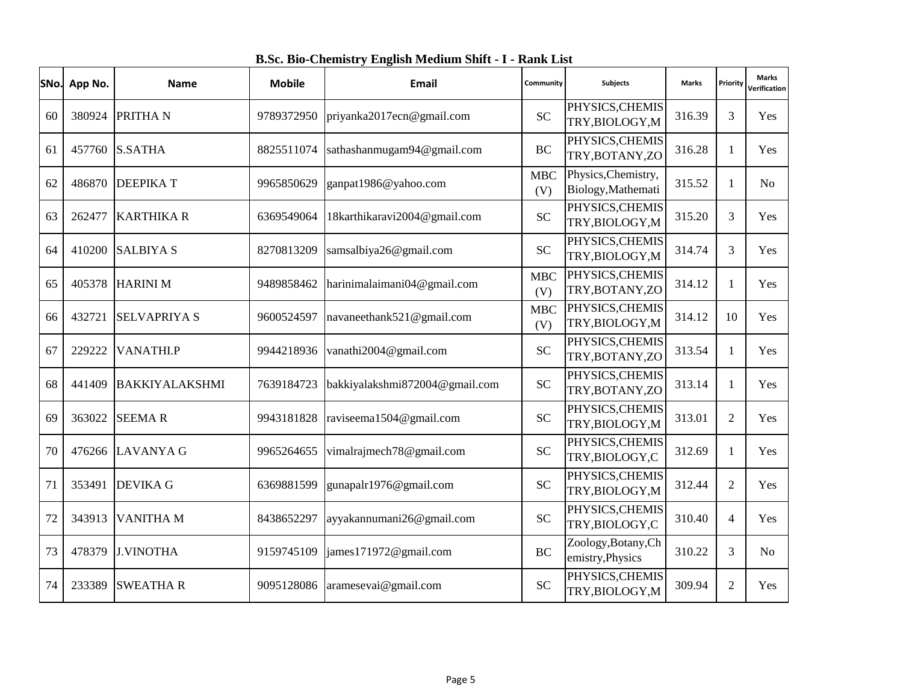## B.Sc. Bio-Chemistry English Medium Shift - I - Rank List

| SNo. | App No. | Name | Mobile | Email | Community | Subjects | Marks | Priority | Marks Verification |
|---|---|---|---|---|---|---|---|---|---|
| 60 | 380924 | PRITHA N | 9789372950 | priyanka2017ecn@gmail.com | SC | PHYSICS,CHEMISTRY,BIOLOGY,M | 316.39 | 3 | Yes |
| 61 | 457760 | S.SATHA | 8825511074 | sathashanmugam94@gmail.com | BC | PHYSICS,CHEMISTRY,BOTANY,ZO | 316.28 | 1 | Yes |
| 62 | 486870 | DEEPIKA T | 9965850629 | ganpat1986@yahoo.com | MBC (V) | Physics,Chemistry, Biology,Mathemati | 315.52 | 1 | No |
| 63 | 262477 | KARTHIKA R | 6369549064 | 18karthikaravi2004@gmail.com | SC | PHYSICS,CHEMISTRY,BIOLOGY,M | 315.20 | 3 | Yes |
| 64 | 410200 | SALBIYA S | 8270813209 | samsalbiya26@gmail.com | SC | PHYSICS,CHEMISTRY,BIOLOGY,M | 314.74 | 3 | Yes |
| 65 | 405378 | HARINI M | 9489858462 | harinimalaimani04@gmail.com | MBC (V) | PHYSICS,CHEMISTRY,BOTANY,ZO | 314.12 | 1 | Yes |
| 66 | 432721 | SELVAPRIYA S | 9600524597 | navaneethank521@gmail.com | MBC (V) | PHYSICS,CHEMISTRY,BIOLOGY,M | 314.12 | 10 | Yes |
| 67 | 229222 | VANATHI.P | 9944218936 | vanathi2004@gmail.com | SC | PHYSICS,CHEMISTRY,BOTANY,ZO | 313.54 | 1 | Yes |
| 68 | 441409 | BAKKIYALAKSHMI | 7639184723 | bakkiyalakshmi872004@gmail.com | SC | PHYSICS,CHEMISTRY,BOTANY,ZO | 313.14 | 1 | Yes |
| 69 | 363022 | SEEMA R | 9943181828 | raviseema1504@gmail.com | SC | PHYSICS,CHEMISTRY,BIOLOGY,M | 313.01 | 2 | Yes |
| 70 | 476266 | LAVANYA G | 9965264655 | vimalrajmech78@gmail.com | SC | PHYSICS,CHEMISTRY,BIOLOGY,C | 312.69 | 1 | Yes |
| 71 | 353491 | DEVIKA G | 6369881599 | gunapalr1976@gmail.com | SC | PHYSICS,CHEMISTRY,BIOLOGY,M | 312.44 | 2 | Yes |
| 72 | 343913 | VANITHA M | 8438652297 | ayyakannumani26@gmail.com | SC | PHYSICS,CHEMISTRY,BIOLOGY,C | 310.40 | 4 | Yes |
| 73 | 478379 | J.VINOTHA | 9159745109 | james171972@gmail.com | BC | Zoology,Botany,Chemistry,Physics | 310.22 | 3 | No |
| 74 | 233389 | SWEATHA R | 9095128086 | aramesevai@gmail.com | SC | PHYSICS,CHEMISTRY,BIOLOGY,M | 309.94 | 2 | Yes |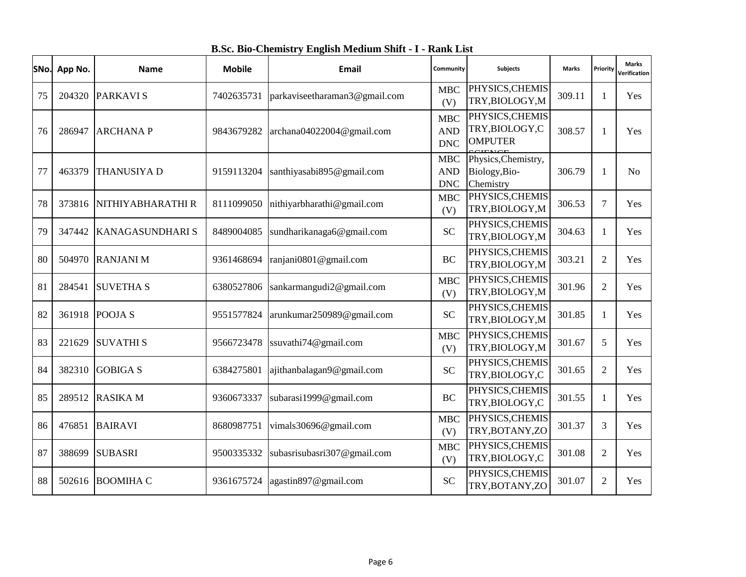**B.Sc. Bio-Chemistry English Medium Shift - I - Rank List**

| SNo. | App No. | Name | Mobile | Email | Community | Subjects | Marks | Priority | Marks Verification |
|---|---|---|---|---|---|---|---|---|---|
| 75 | 204320 | PARKAVI S | 7402635731 | parkaviseetharaman3@gmail.com | MBC (V) | PHYSICS,CHEMISTRY,BIOLOGY,M | 309.11 | 1 | Yes |
| 76 | 286947 | ARCHANA P | 9843679282 | archana04022004@gmail.com | MBC AND DNC | PHYSICS,CHEMISTRY,BIOLOGY,COMPUTER SCIENCE | 308.57 | 1 | Yes |
| 77 | 463379 | THANUSIYA D | 9159113204 | santhiyasabi895@gmail.com | MBC AND DNC | Physics,Chemistry,Biology,Bio-Chemistry | 306.79 | 1 | No |
| 78 | 373816 | NITHIYABHARATHI R | 8111099050 | nithiyarbharathi@gmail.com | MBC (V) | PHYSICS,CHEMISTRY,BIOLOGY,M | 306.53 | 7 | Yes |
| 79 | 347442 | KANAGASUNDHARI S | 8489004085 | sundharikanaga6@gmail.com | SC | PHYSICS,CHEMISTRY,BIOLOGY,M | 304.63 | 1 | Yes |
| 80 | 504970 | RANJANI M | 9361468694 | ranjani0801@gmail.com | BC | PHYSICS,CHEMISTRY,BIOLOGY,M | 303.21 | 2 | Yes |
| 81 | 284541 | SUVETHA S | 6380527806 | sankarmangudi2@gmail.com | MBC (V) | PHYSICS,CHEMISTRY,BIOLOGY,M | 301.96 | 2 | Yes |
| 82 | 361918 | POOJA S | 9551577824 | arunkumar250989@gmail.com | SC | PHYSICS,CHEMISTRY,BIOLOGY,M | 301.85 | 1 | Yes |
| 83 | 221629 | SUVATHI S | 9566723478 | ssuvathi74@gmail.com | MBC (V) | PHYSICS,CHEMISTRY,BIOLOGY,M | 301.67 | 5 | Yes |
| 84 | 382310 | GOBIGA S | 6384275801 | ajithanbalagan9@gmail.com | SC | PHYSICS,CHEMISTRY,BIOLOGY,C | 301.65 | 2 | Yes |
| 85 | 289512 | RASIKA M | 9360673337 | subarasi1999@gmail.com | BC | PHYSICS,CHEMISTRY,BIOLOGY,C | 301.55 | 1 | Yes |
| 86 | 476851 | BAIRAVI | 8680987751 | vimals30696@gmail.com | MBC (V) | PHYSICS,CHEMISTRY,BOTANY,ZO | 301.37 | 3 | Yes |
| 87 | 388699 | SUBASRI | 9500335332 | subasrisubasri307@gmail.com | MBC (V) | PHYSICS,CHEMISTRY,BIOLOGY,C | 301.08 | 2 | Yes |
| 88 | 502616 | BOOMIHA C | 9361675724 | agastin897@gmail.com | SC | PHYSICS,CHEMISTRY,BOTANY,ZO | 301.07 | 2 | Yes |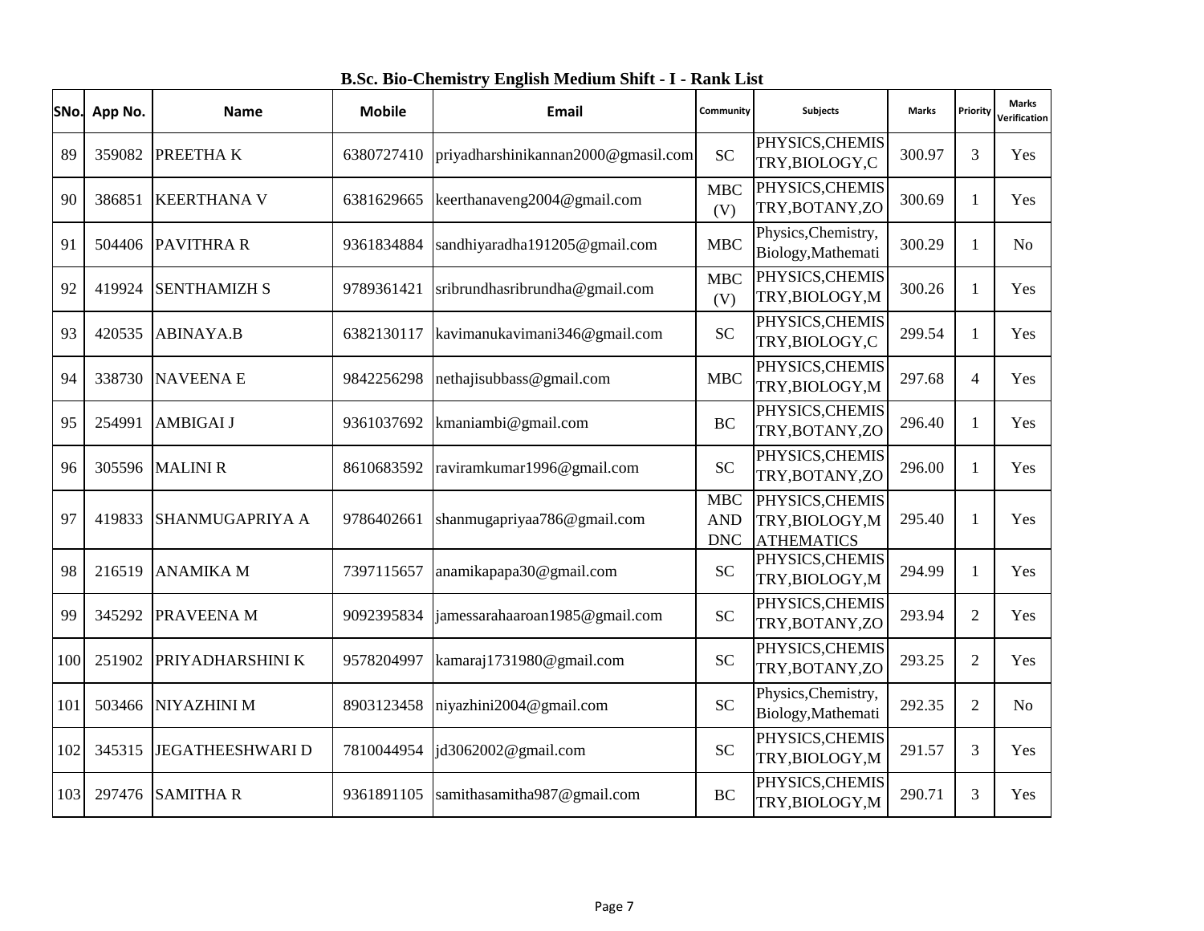**B.Sc. Bio-Chemistry English Medium Shift - I - Rank List**

| SNo. | App No. | Name | Mobile | Email | Community | Subjects | Marks | Priority | Marks Verification |
|---|---|---|---|---|---|---|---|---|---|
| 89 | 359082 | PREETHA K | 6380727410 | priyadharshinikannan2000@gmasil.com | SC | PHYSICS,CHEMISTRY,BIOLOGY,C | 300.97 | 3 | Yes |
| 90 | 386851 | KEERTHANA V | 6381629665 | keerthanaveng2004@gmail.com | MBC (V) | PHYSICS,CHEMISTRY,BOTANY,ZO | 300.69 | 1 | Yes |
| 91 | 504406 | PAVITHRA R | 9361834884 | sandhiyaradha191205@gmail.com | MBC | Physics,Chemistry, Biology,Mathemati | 300.29 | 1 | No |
| 92 | 419924 | SENTHAMIZH S | 9789361421 | sribrundhasribrundha@gmail.com | MBC (V) | PHYSICS,CHEMISTRY,BIOLOGY,M | 300.26 | 1 | Yes |
| 93 | 420535 | ABINAYA.B | 6382130117 | kavimanukavimani346@gmail.com | SC | PHYSICS,CHEMISTRY,BIOLOGY,C | 299.54 | 1 | Yes |
| 94 | 338730 | NAVEENA E | 9842256298 | nethajisubbass@gmail.com | MBC | PHYSICS,CHEMISTRY,BIOLOGY,M | 297.68 | 4 | Yes |
| 95 | 254991 | AMBIGAI J | 9361037692 | kmaniambi@gmail.com | BC | PHYSICS,CHEMISTRY,BOTANY,ZO | 296.40 | 1 | Yes |
| 96 | 305596 | MALINI R | 8610683592 | raviramkumar1996@gmail.com | SC | PHYSICS,CHEMISTRY,BOTANY,ZO | 296.00 | 1 | Yes |
| 97 | 419833 | SHANMUGAPRIYA A | 9786402661 | shanmugapriyaa786@gmail.com | MBC AND DNC | PHYSICS,CHEMISTRY,BIOLOGY,MATHEMATICS | 295.40 | 1 | Yes |
| 98 | 216519 | ANAMIKA M | 7397115657 | anamikapapa30@gmail.com | SC | PHYSICS,CHEMISTRY,BIOLOGY,M | 294.99 | 1 | Yes |
| 99 | 345292 | PRAVEENA M | 9092395834 | jamessarahaaroan1985@gmail.com | SC | PHYSICS,CHEMISTRY,BOTANY,ZO | 293.94 | 2 | Yes |
| 100 | 251902 | PRIYADHARSHINI K | 9578204997 | kamaraj1731980@gmail.com | SC | PHYSICS,CHEMISTRY,BOTANY,ZO | 293.25 | 2 | Yes |
| 101 | 503466 | NIYAZHINI M | 8903123458 | niyazhini2004@gmail.com | SC | Physics,Chemistry, Biology,Mathemati | 292.35 | 2 | No |
| 102 | 345315 | JEGATHEESHWARI D | 7810044954 | jd3062002@gmail.com | SC | PHYSICS,CHEMISTRY,BIOLOGY,M | 291.57 | 3 | Yes |
| 103 | 297476 | SAMITHA R | 9361891105 | samithasamitha987@gmail.com | BC | PHYSICS,CHEMISTRY,BIOLOGY,M | 290.71 | 3 | Yes |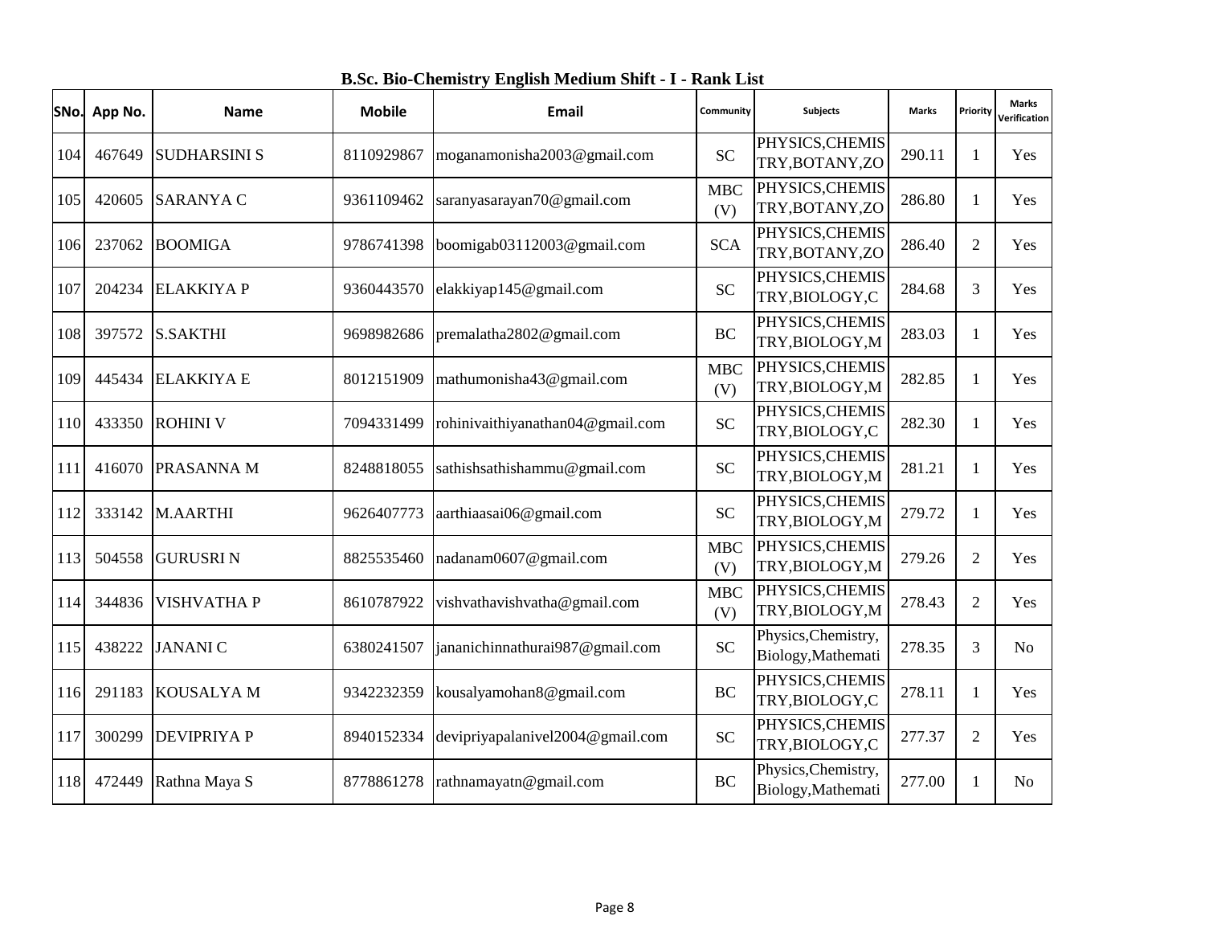**B.Sc. Bio-Chemistry English Medium Shift - I - Rank List**

| SNo. | App No. | Name | Mobile | Email | Community | Subjects | Marks | Priority | Marks Verification |
|---|---|---|---|---|---|---|---|---|---|
| 104 | 467649 | SUDHARSINI S | 8110929867 | moganamonisha2003@gmail.com | SC | PHYSICS,CHEMISTRY,BOTANY,ZO | 290.11 | 1 | Yes |
| 105 | 420605 | SARANYA C | 9361109462 | saranyasarayan70@gmail.com | MBC (V) | PHYSICS,CHEMISTRY,BOTANY,ZO | 286.80 | 1 | Yes |
| 106 | 237062 | BOOMIGA | 9786741398 | boomigab03112003@gmail.com | SCA | PHYSICS,CHEMISTRY,BOTANY,ZO | 286.40 | 2 | Yes |
| 107 | 204234 | ELAKKIYA P | 9360443570 | elakkiyap145@gmail.com | SC | PHYSICS,CHEMISTRY,BIOLOGY,C | 284.68 | 3 | Yes |
| 108 | 397572 | S.SAKTHI | 9698982686 | premalatha2802@gmail.com | BC | PHYSICS,CHEMISTRY,BIOLOGY,M | 283.03 | 1 | Yes |
| 109 | 445434 | ELAKKIYA E | 8012151909 | mathumonisha43@gmail.com | MBC (V) | PHYSICS,CHEMISTRY,BIOLOGY,M | 282.85 | 1 | Yes |
| 110 | 433350 | ROHINI V | 7094331499 | rohinivaithiyanathan04@gmail.com | SC | PHYSICS,CHEMISTRY,BIOLOGY,C | 282.30 | 1 | Yes |
| 111 | 416070 | PRASANNA M | 8248818055 | sathishsathishammu@gmail.com | SC | PHYSICS,CHEMISTRY,BIOLOGY,M | 281.21 | 1 | Yes |
| 112 | 333142 | M.AARTHI | 9626407773 | aarthiaasai06@gmail.com | SC | PHYSICS,CHEMISTRY,BIOLOGY,M | 279.72 | 1 | Yes |
| 113 | 504558 | GURUSRI N | 8825535460 | nadanam0607@gmail.com | MBC (V) | PHYSICS,CHEMISTRY,BIOLOGY,M | 279.26 | 2 | Yes |
| 114 | 344836 | VISHVATHA P | 8610787922 | vishvathavishvatha@gmail.com | MBC (V) | PHYSICS,CHEMISTRY,BIOLOGY,M | 278.43 | 2 | Yes |
| 115 | 438222 | JANANI C | 6380241507 | jananichinnathurai987@gmail.com | SC | Physics,Chemistry, Biology,Mathemati | 278.35 | 3 | No |
| 116 | 291183 | KOUSALYA M | 9342232359 | kousalyamohan8@gmail.com | BC | PHYSICS,CHEMISTRY,BIOLOGY,C | 278.11 | 1 | Yes |
| 117 | 300299 | DEVIPRIYA P | 8940152334 | devipriyapalanivel2004@gmail.com | SC | PHYSICS,CHEMISTRY,BIOLOGY,C | 277.37 | 2 | Yes |
| 118 | 472449 | Rathna Maya S | 8778861278 | rathnamayatn@gmail.com | BC | Physics,Chemistry, Biology,Mathemati | 277.00 | 1 | No |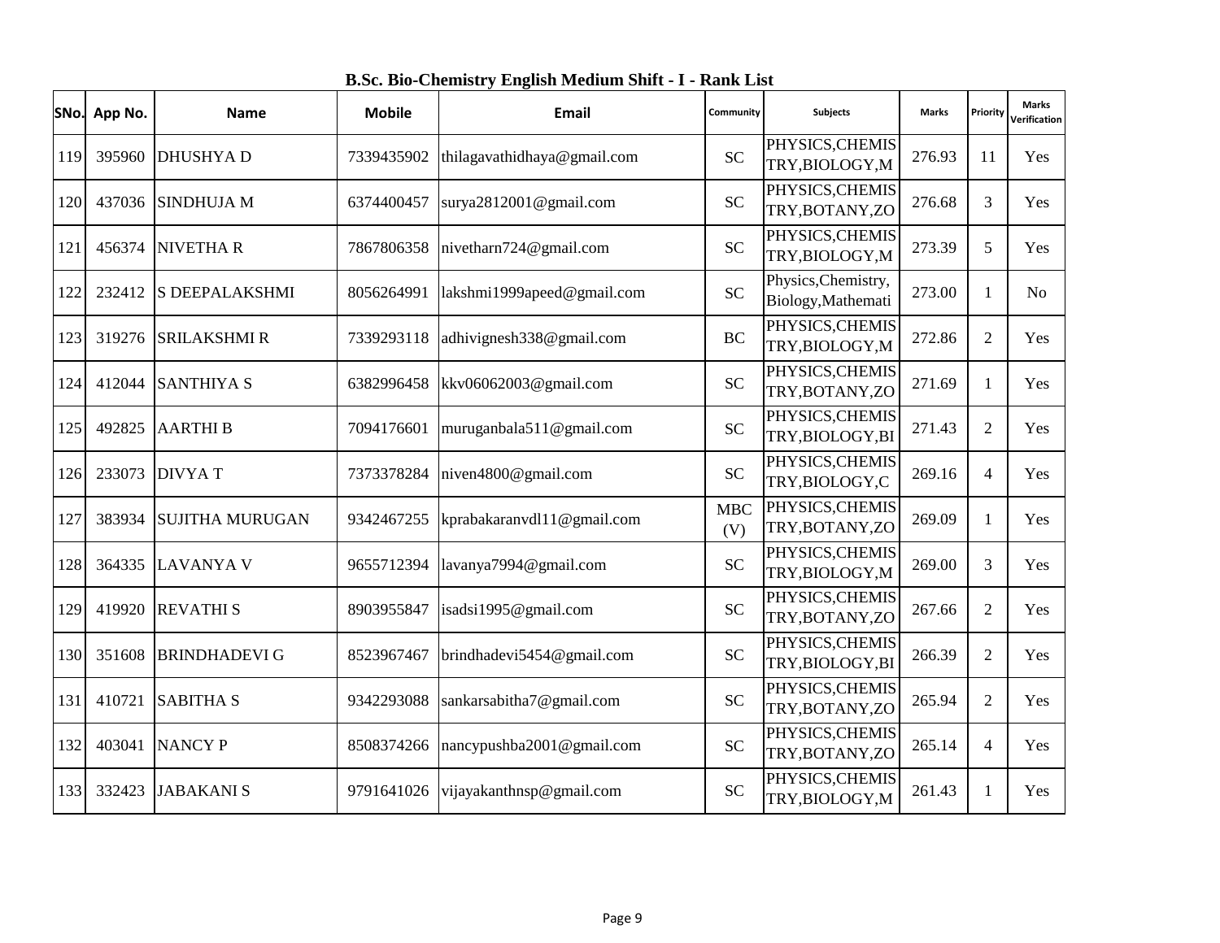## B.Sc. Bio-Chemistry English Medium Shift - I - Rank List

| SNo. | App No. | Name | Mobile | Email | Community | Subjects | Marks | Priority | Marks Verification |
|---|---|---|---|---|---|---|---|---|---|
| 119 | 395960 | DHUSHYA D | 7339435902 | thilagavathidhaya@gmail.com | SC | PHYSICS,CHEMISTRY,BIOLOGY,M | 276.93 | 11 | Yes |
| 120 | 437036 | SINDHUJA M | 6374400457 | surya2812001@gmail.com | SC | PHYSICS,CHEMISTRY,BOTANY,ZO | 276.68 | 3 | Yes |
| 121 | 456374 | NIVETHA R | 7867806358 | nivetharn724@gmail.com | SC | PHYSICS,CHEMISTRY,BIOLOGY,M | 273.39 | 5 | Yes |
| 122 | 232412 | S DEEPALAKSHMI | 8056264991 | lakshmi1999apeed@gmail.com | SC | Physics,Chemistry, Biology,Mathemati | 273.00 | 1 | No |
| 123 | 319276 | SRILAKSHMI R | 7339293118 | adhivignesh338@gmail.com | BC | PHYSICS,CHEMISTRY,BIOLOGY,M | 272.86 | 2 | Yes |
| 124 | 412044 | SANTHIYA S | 6382996458 | kkv06062003@gmail.com | SC | PHYSICS,CHEMISTRY,BOTANY,ZO | 271.69 | 1 | Yes |
| 125 | 492825 | AARTHI B | 7094176601 | muruganbala511@gmail.com | SC | PHYSICS,CHEMISTRY,BIOLOGY,BI | 271.43 | 2 | Yes |
| 126 | 233073 | DIVYA T | 7373378284 | niven4800@gmail.com | SC | PHYSICS,CHEMISTRY,BIOLOGY,C | 269.16 | 4 | Yes |
| 127 | 383934 | SUJITHA MURUGAN | 9342467255 | kprabakaranvdl11@gmail.com | MBC (V) | PHYSICS,CHEMISTRY,BOTANY,ZO | 269.09 | 1 | Yes |
| 128 | 364335 | LAVANYA V | 9655712394 | lavanya7994@gmail.com | SC | PHYSICS,CHEMISTRY,BIOLOGY,M | 269.00 | 3 | Yes |
| 129 | 419920 | REVATHI S | 8903955847 | isadsi1995@gmail.com | SC | PHYSICS,CHEMISTRY,BOTANY,ZO | 267.66 | 2 | Yes |
| 130 | 351608 | BRINDHADEVI G | 8523967467 | brindhadevi5454@gmail.com | SC | PHYSICS,CHEMISTRY,BIOLOGY,BI | 266.39 | 2 | Yes |
| 131 | 410721 | SABITHA S | 9342293088 | sankarsabitha7@gmail.com | SC | PHYSICS,CHEMISTRY,BOTANY,ZO | 265.94 | 2 | Yes |
| 132 | 403041 | NANCY P | 8508374266 | nancypushba2001@gmail.com | SC | PHYSICS,CHEMISTRY,BOTANY,ZO | 265.14 | 4 | Yes |
| 133 | 332423 | JABAKANI S | 9791641026 | vijayakanthnsp@gmail.com | SC | PHYSICS,CHEMISTRY,BIOLOGY,M | 261.43 | 1 | Yes |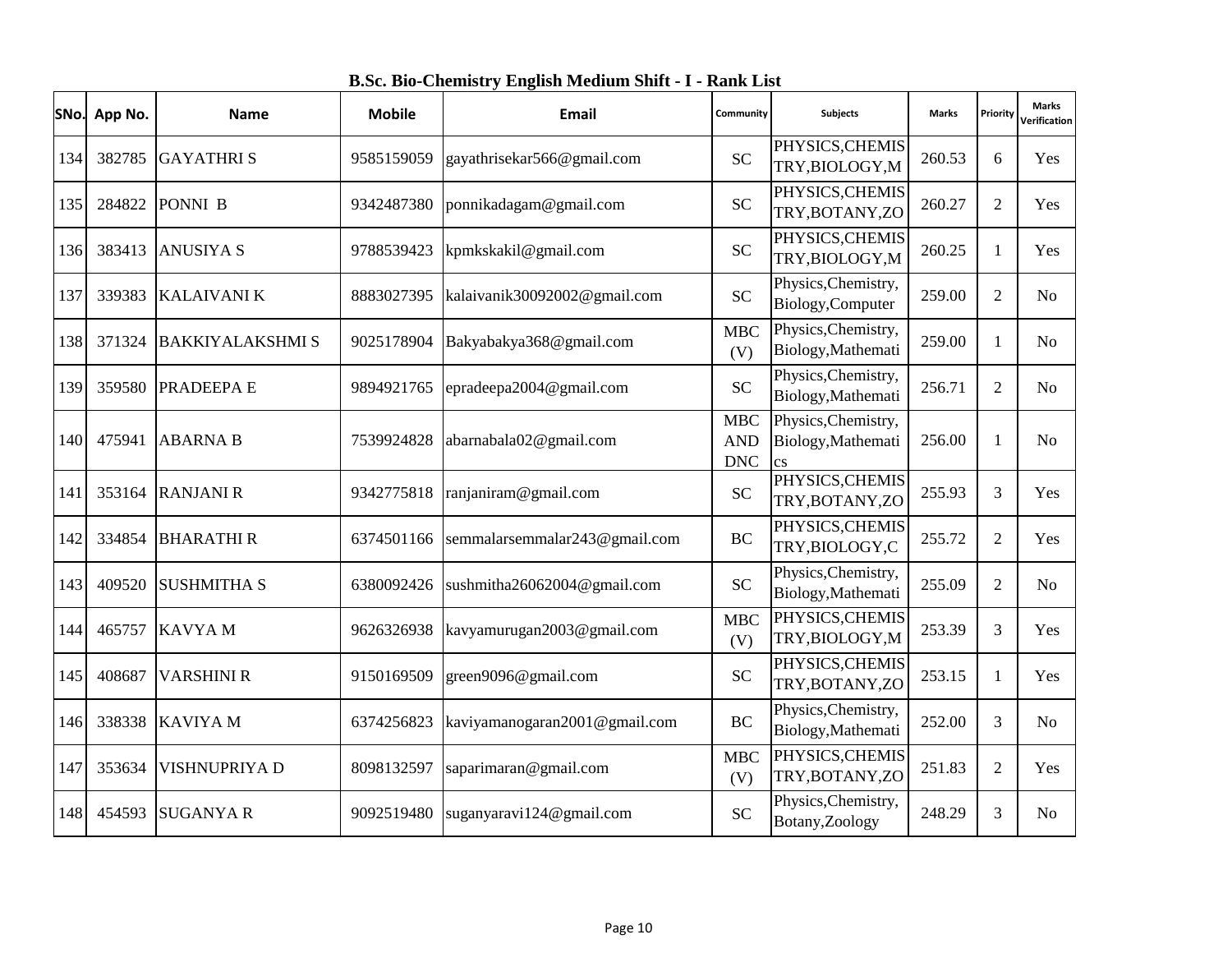## B.Sc. Bio-Chemistry English Medium Shift - I - Rank List

| SNo. | App No. | Name | Mobile | Email | Community | Subjects | Marks | Priority | Marks Verification |
|---|---|---|---|---|---|---|---|---|---|
| 134 | 382785 | GAYATHRI S | 9585159059 | gayathrisekar566@gmail.com | SC | PHYSICS,CHEMISTRY,BIOLOGY,M | 260.53 | 6 | Yes |
| 135 | 284822 | PONNI B | 9342487380 | ponnikadagam@gmail.com | SC | PHYSICS,CHEMISTRY,BOTANY,ZO | 260.27 | 2 | Yes |
| 136 | 383413 | ANUSIYA S | 9788539423 | kpmkskakil@gmail.com | SC | PHYSICS,CHEMISTRY,BIOLOGY,M | 260.25 | 1 | Yes |
| 137 | 339383 | KALAIVANI K | 8883027395 | kalaivanik30092002@gmail.com | SC | Physics,Chemistry, Biology,Computer | 259.00 | 2 | No |
| 138 | 371324 | BAKKIYALAKSHMI S | 9025178904 | Bakyabakya368@gmail.com | MBC (V) | Physics,Chemistry, Biology,Mathemati | 259.00 | 1 | No |
| 139 | 359580 | PRADEEPA E | 9894921765 | epradeepa2004@gmail.com | SC | Physics,Chemistry, Biology,Mathemati | 256.71 | 2 | No |
| 140 | 475941 | ABARNA B | 7539924828 | abarnabala02@gmail.com | MBC AND DNC | Physics,Chemistry, Biology,Mathematics | 256.00 | 1 | No |
| 141 | 353164 | RANJANI R | 9342775818 | ranjaniram@gmail.com | SC | PHYSICS,CHEMISTRY,BOTANY,ZO | 255.93 | 3 | Yes |
| 142 | 334854 | BHARATHI R | 6374501166 | semmalarsemmalar243@gmail.com | BC | PHYSICS,CHEMISTRY,BIOLOGY,C | 255.72 | 2 | Yes |
| 143 | 409520 | SUSHMITHA S | 6380092426 | sushmitha26062004@gmail.com | SC | Physics,Chemistry, Biology,Mathemati | 255.09 | 2 | No |
| 144 | 465757 | KAVYA M | 9626326938 | kavyamurugan2003@gmail.com | MBC (V) | PHYSICS,CHEMISTRY,BIOLOGY,M | 253.39 | 3 | Yes |
| 145 | 408687 | VARSHINI R | 9150169509 | green9096@gmail.com | SC | PHYSICS,CHEMISTRY,BOTANY,ZO | 253.15 | 1 | Yes |
| 146 | 338338 | KAVIYA M | 6374256823 | kaviyamanogaran2001@gmail.com | BC | Physics,Chemistry, Biology,Mathemati | 252.00 | 3 | No |
| 147 | 353634 | VISHNUPRIYA D | 8098132597 | saparimaran@gmail.com | MBC (V) | PHYSICS,CHEMISTRY,BOTANY,ZO | 251.83 | 2 | Yes |
| 148 | 454593 | SUGANYA R | 9092519480 | suganyaravi124@gmail.com | SC | Physics,Chemistry, Botany,Zoology | 248.29 | 3 | No |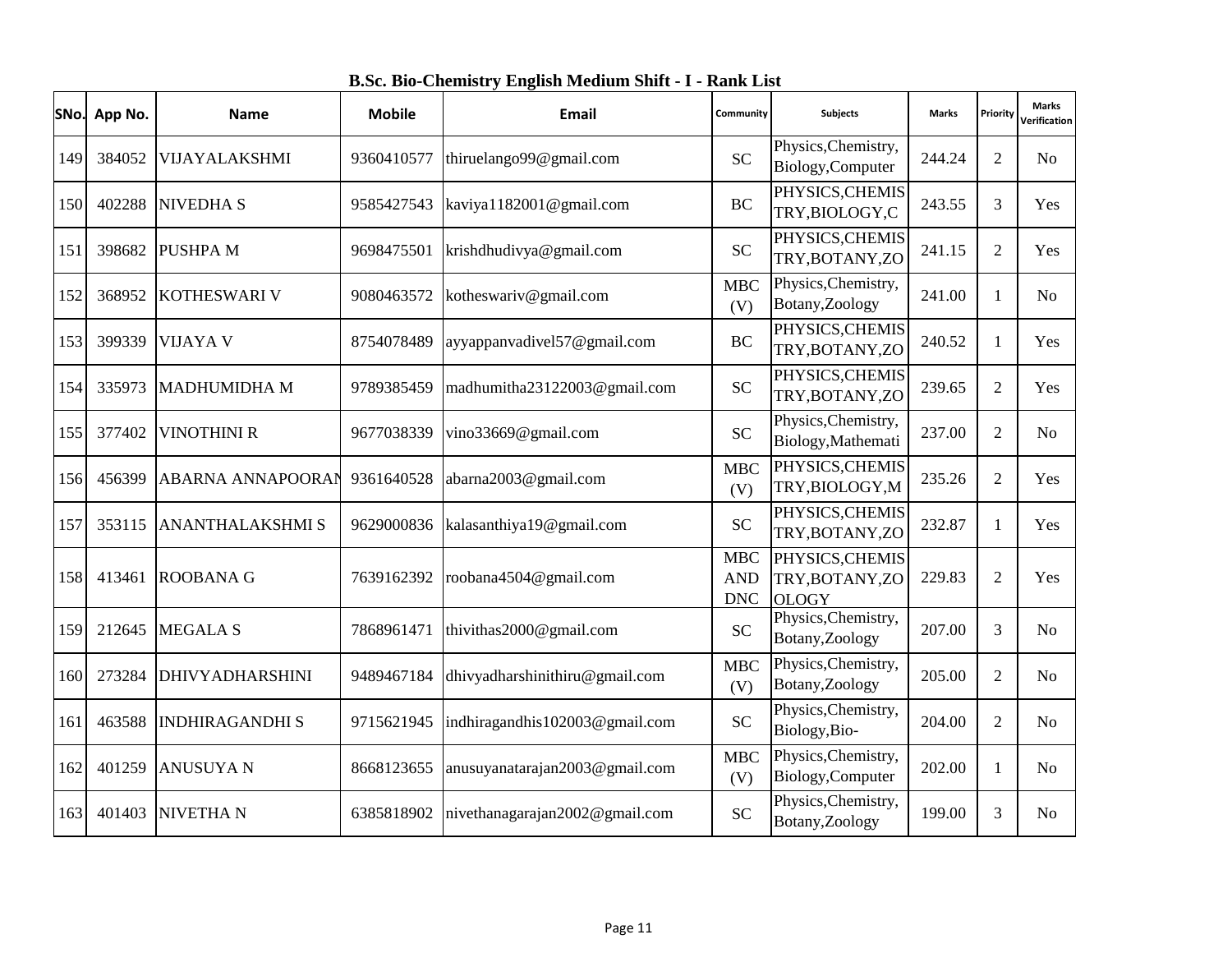## B.Sc. Bio-Chemistry English Medium Shift - I - Rank List

| SNo. | App No. | Name | Mobile | Email | Community | Subjects | Marks | Priority | Marks Verification |
|---|---|---|---|---|---|---|---|---|---|
| 149 | 384052 | VIJAYALAKSHMI | 9360410577 | thiruelango99@gmail.com | SC | Physics,Chemistry, Biology,Computer | 244.24 | 2 | No |
| 150 | 402288 | NIVEDHA S | 9585427543 | kaviya1182001@gmail.com | BC | PHYSICS,CHEMIS TRY,BIOLOGY,C | 243.55 | 3 | Yes |
| 151 | 398682 | PUSHPA M | 9698475501 | krishdhudivya@gmail.com | SC | PHYSICS,CHEMIS TRY,BOTANY,ZO | 241.15 | 2 | Yes |
| 152 | 368952 | KOTHESWARI V | 9080463572 | kotheswariv@gmail.com | MBC (V) | Physics,Chemistry, Botany,Zoology | 241.00 | 1 | No |
| 153 | 399339 | VIJAYA V | 8754078489 | ayyappanvadivel57@gmail.com | BC | PHYSICS,CHEMIS TRY,BOTANY,ZO | 240.52 | 1 | Yes |
| 154 | 335973 | MADHUMIDHA M | 9789385459 | madhumitha23122003@gmail.com | SC | PHYSICS,CHEMIS TRY,BOTANY,ZO | 239.65 | 2 | Yes |
| 155 | 377402 | VINOTHINI R | 9677038339 | vino33669@gmail.com | SC | Physics,Chemistry, Biology,Mathemati | 237.00 | 2 | No |
| 156 | 456399 | ABARNA ANNAPOORAN | 9361640528 | abarna2003@gmail.com | MBC (V) | PHYSICS,CHEMIS TRY,BIOLOGY,M | 235.26 | 2 | Yes |
| 157 | 353115 | ANANTHALAKSHMI S | 9629000836 | kalasanthiya19@gmail.com | SC | PHYSICS,CHEMIS TRY,BOTANY,ZO | 232.87 | 1 | Yes |
| 158 | 413461 | ROOBANA G | 7639162392 | roobana4504@gmail.com | MBC AND DNC | PHYSICS,CHEMIS TRY,BOTANY,ZO OLOGY | 229.83 | 2 | Yes |
| 159 | 212645 | MEGALA S | 7868961471 | thivithas2000@gmail.com | SC | Physics,Chemistry, Botany,Zoology | 207.00 | 3 | No |
| 160 | 273284 | DHIVYADHARSHINI | 9489467184 | dhivyadharshinithiru@gmail.com | MBC (V) | Physics,Chemistry, Botany,Zoology | 205.00 | 2 | No |
| 161 | 463588 | INDHIRAGANDHI S | 9715621945 | indhiragandhis102003@gmail.com | SC | Physics,Chemistry, Biology,Bio- | 204.00 | 2 | No |
| 162 | 401259 | ANUSUYA N | 8668123655 | anusuyanatarajan2003@gmail.com | MBC (V) | Physics,Chemistry, Biology,Computer | 202.00 | 1 | No |
| 163 | 401403 | NIVETHA N | 6385818902 | nivethanagarajan2002@gmail.com | SC | Physics,Chemistry, Botany,Zoology | 199.00 | 3 | No |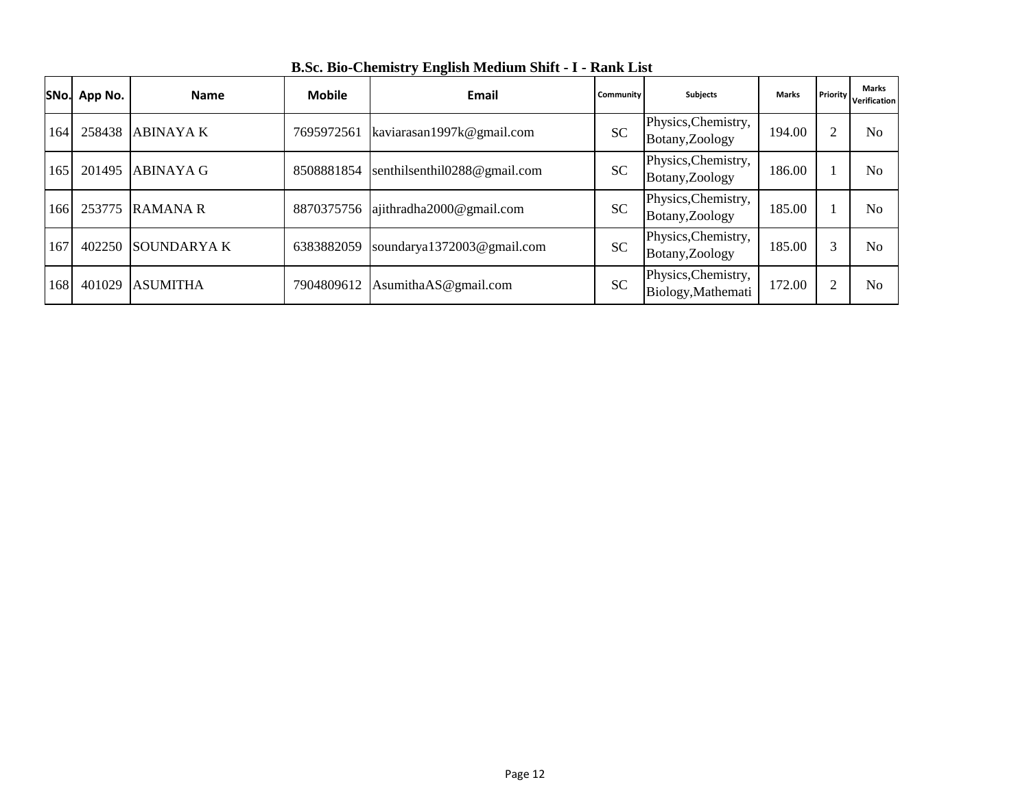## B.Sc. Bio-Chemistry English Medium Shift - I - Rank List

| SNo. | App No. | Name | Mobile | Email | Community | Subjects | Marks | Priority | Marks Verification |
|---|---|---|---|---|---|---|---|---|---|
| 164 | 258438 | ABINAYA K | 7695972561 | kaviarasan1997k@gmail.com | SC | Physics,Chemistry, Botany,Zoology | 194.00 | 2 | No |
| 165 | 201495 | ABINAYA G | 8508881854 | senthilsenthil0288@gmail.com | SC | Physics,Chemistry, Botany,Zoology | 186.00 | 1 | No |
| 166 | 253775 | RAMANA R | 8870375756 | ajithradha2000@gmail.com | SC | Physics,Chemistry, Botany,Zoology | 185.00 | 1 | No |
| 167 | 402250 | SOUNDARYA K | 6383882059 | soundarya1372003@gmail.com | SC | Physics,Chemistry, Botany,Zoology | 185.00 | 3 | No |
| 168 | 401029 | ASUMITHA | 7904809612 | AsumithaAS@gmail.com | SC | Physics,Chemistry, Biology,Mathemati | 172.00 | 2 | No |